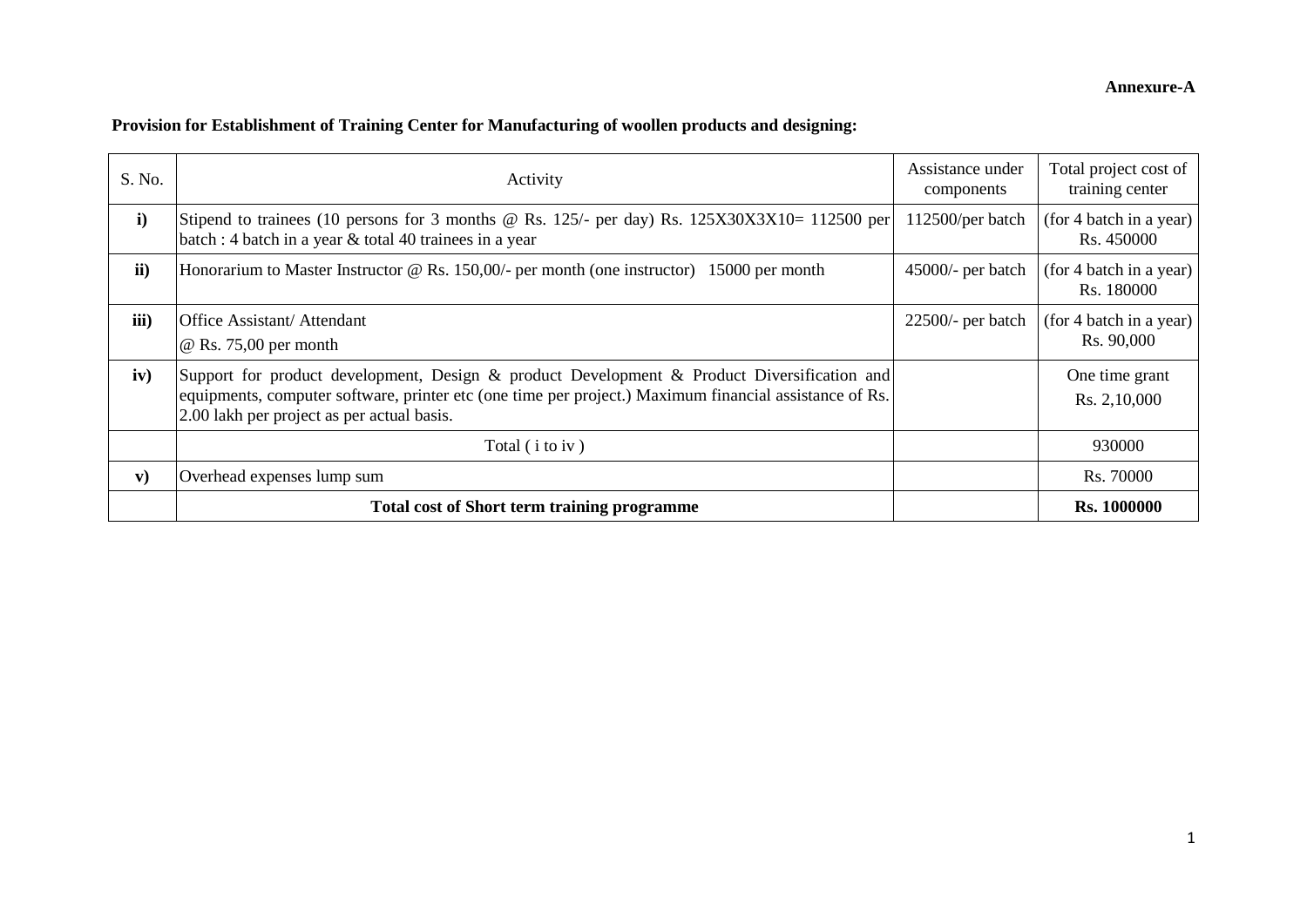**Annexure-A**

**Provision for Establishment of Training Center for Manufacturing of woollen products and designing:**

| S. No. | Activity | Assistance under components | Total project cost of training center |
|---|---|---|---|
| **i)** | Stipend to trainees (10 persons for 3 months @ Rs. 125/- per day) Rs. 125X30X3X10= 112500 per batch : 4 batch in a year & total 40 trainees in a year | 112500/per batch | (for 4 batch in a year) Rs. 450000 |
| **ii)** | Honorarium to Master Instructor @ Rs. 150,00/- per month (one instructor) 15000 per month | 45000/- per batch | (for 4 batch in a year) Rs. 180000 |
| **iii)** | Office Assistant/ Attendant @ Rs. 75,00 per month | 22500/- per batch | (for 4 batch in a year) Rs. 90,000 |
| **iv)** | Support for product development, Design & product Development & Product Diversification and equipments, computer software, printer etc (one time per project.) Maximum financial assistance of Rs. 2.00 lakh per project as per actual basis. | | One time grant Rs. 2,10,000 |
| | Total ( i to iv ) | | 930000 |
| **v)** | Overhead expenses lump sum | | Rs. 70000 |
| | **Total cost of Short term training programme** | | **Rs. 1000000** |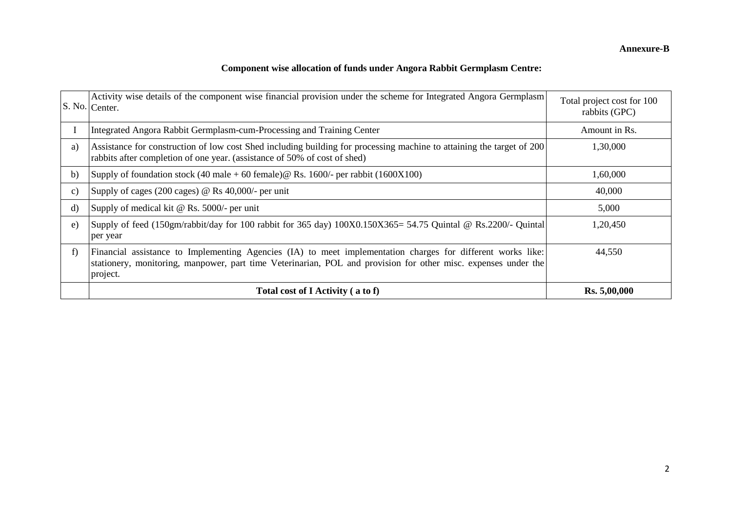**Annexure-B**

**Component wise allocation of funds under Angora Rabbit Germplasm Centre:**

| S. No. | Activity wise details of the component wise financial provision under the scheme for Integrated Angora Germplasm Center. | Total project cost for 100 rabbits (GPC) |
|---|---|---|
| I | Integrated Angora Rabbit Germplasm-cum-Processing and Training Center | Amount in Rs. |
| a) | Assistance for construction of low cost Shed including building for processing machine to attaining the target of 200 rabbits after completion of one year. (assistance of 50% of cost of shed) | 1,30,000 |
| b) | Supply of foundation stock (40 male + 60 female)@ Rs. 1600/- per rabbit (1600X100) | 1,60,000 |
| c) | Supply of cages (200 cages) @ Rs 40,000/- per unit | 40,000 |
| d) | Supply of medical kit @ Rs. 5000/- per unit | 5,000 |
| e) | Supply of feed (150gm/rabbit/day for 100 rabbit for 365 day) 100X0.150X365= 54.75 Quintal @ Rs.2200/- Quintal per year | 1,20,450 |
| f) | Financial assistance to Implementing Agencies (IA) to meet implementation charges for different works like: stationery, monitoring, manpower, part time Veterinarian, POL and provision for other misc. expenses under the project. | 44,550 |
| | **Total cost of I Activity ( a to f)** | **Rs. 5,00,000** |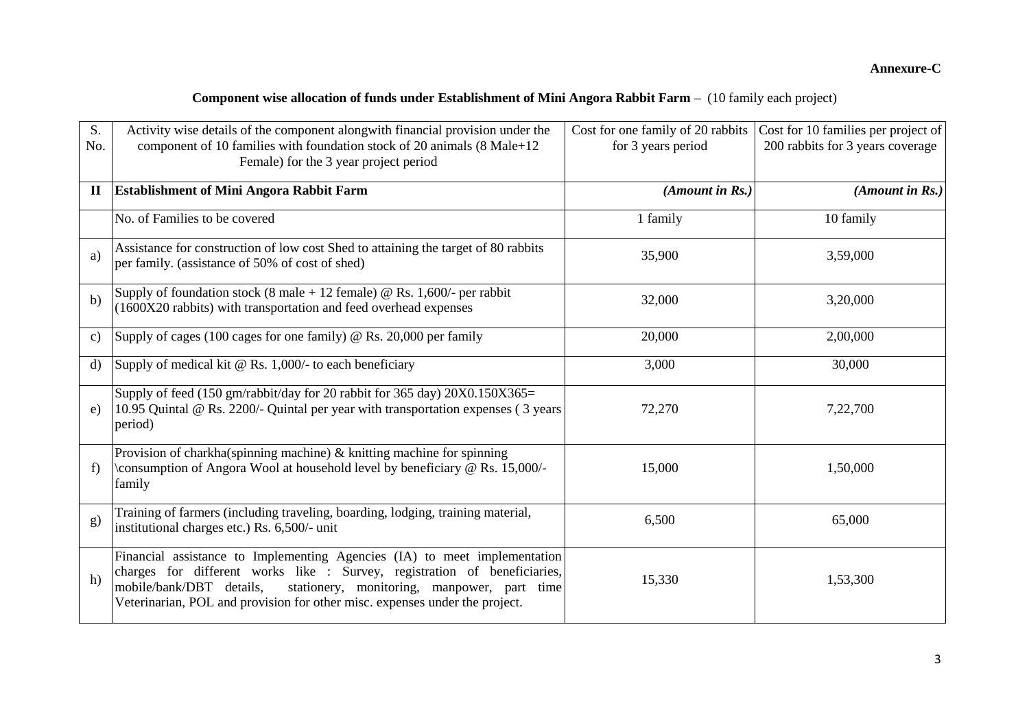**Annexure-C**

**Component wise allocation of funds under Establishment of Mini Angora Rabbit Farm –** (10 family each project)

| S. No. | Activity wise details of the component alongwith financial provision under the component of 10 families with foundation stock of 20 animals (8 Male+12 Female) for the 3 year project period | Cost for one family of 20 rabbits for 3 years period | Cost for 10 families per project of 200 rabbits for 3 years coverage |
|---|---|---|---|
| **II** | **Establishment of Mini Angora Rabbit Farm** | ***(Amount in Rs.)*** | ***(Amount in Rs.)*** |
| | No. of Families to be covered | 1 family | 10 family |
| a) | Assistance for construction of low cost Shed to attaining the target of 80 rabbits per family. (assistance of 50% of cost of shed) | 35,900 | 3,59,000 |
| b) | Supply of foundation stock (8 male + 12 female) @ Rs. 1,600/- per rabbit (1600X20 rabbits) with transportation and feed overhead expenses | 32,000 | 3,20,000 |
| c) | Supply of cages (100 cages for one family) @ Rs. 20,000 per family | 20,000 | 2,00,000 |
| d) | Supply of medical kit @ Rs. 1,000/- to each beneficiary | 3,000 | 30,000 |
| e) | Supply of feed (150 gm/rabbit/day for 20 rabbit for 365 day) 20X0.150X365= 10.95 Quintal @ Rs. 2200/- Quintal per year with transportation expenses ( 3 years period) | 72,270 | 7,22,700 |
| f) | Provision of charkha(spinning machine) & knitting machine for spinning \consumption of Angora Wool at household level by beneficiary @ Rs. 15,000/- family | 15,000 | 1,50,000 |
| g) | Training of farmers (including traveling, boarding, lodging, training material, institutional charges etc.) Rs. 6,500/- unit | 6,500 | 65,000 |
| h) | Financial assistance to Implementing Agencies (IA) to meet implementation charges for different works like : Survey, registration of beneficiaries, mobile/bank/DBT details, stationery, monitoring, manpower, part time Veterinarian, POL and provision for other misc. expenses under the project. | 15,330 | 1,53,300 |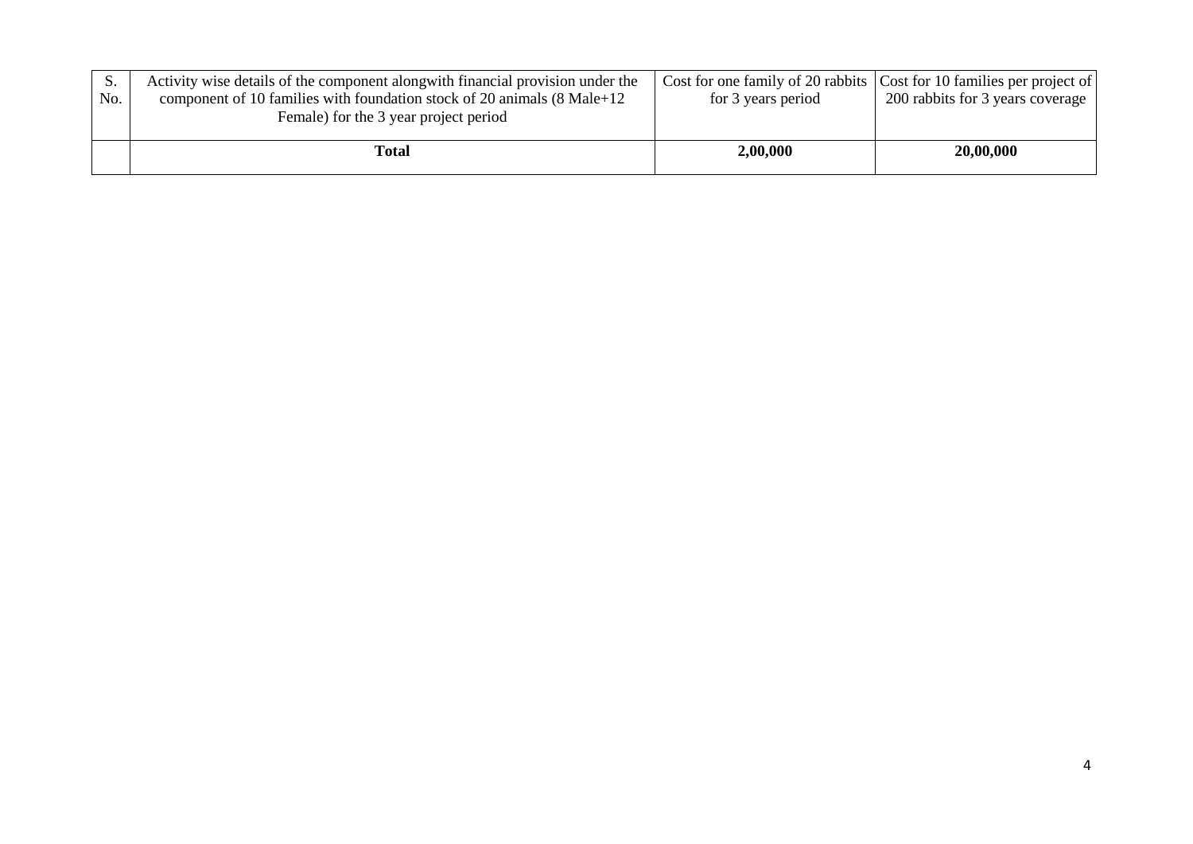| S. No. | Activity wise details of the component alongwith financial provision under the component of 10 families with foundation stock of 20 animals (8 Male+12 Female) for the 3 year project period | Cost for one family of 20 rabbits for 3 years period | Cost for 10 families per project of 200 rabbits for 3 years coverage |
|---|---|---|---|
| | **Total** | **2,00,000** | **20,00,000** |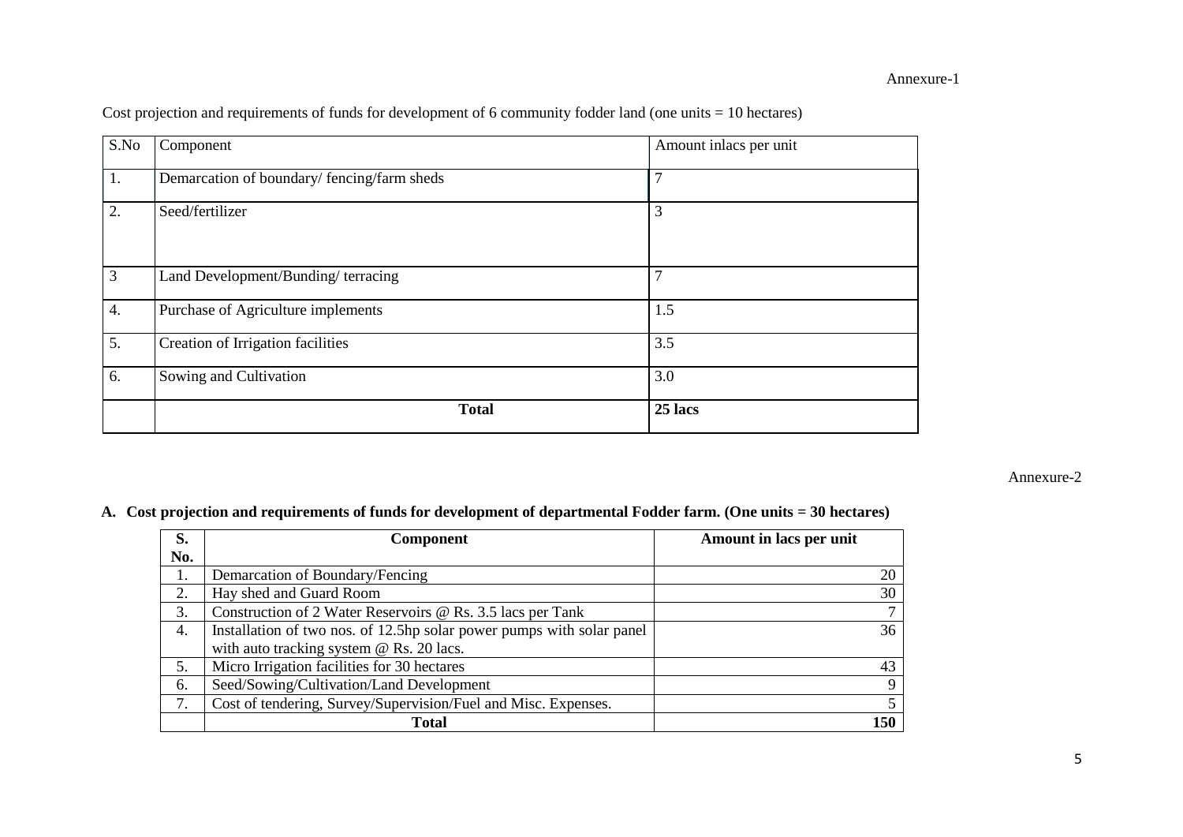Annexure-1

Cost projection and requirements of funds for development of 6 community fodder land (one units = 10 hectares)

| S.No | Component | Amount inlacs per unit |
|---|---|---|
| 1. | Demarcation of boundary/ fencing/farm sheds | 7 |
| 2. | Seed/fertilizer | 3 |
| 3 | Land Development/Bunding/ terracing | 7 |
| 4. | Purchase of Agriculture implements | 1.5 |
| 5. | Creation of Irrigation facilities | 3.5 |
| 6. | Sowing and Cultivation | 3.0 |
| | **Total** | **25 lacs** |

Annexure-2

**A. Cost projection and requirements of funds for development of departmental Fodder farm. (One units = 30 hectares)**

| S. No. | Component | Amount in lacs per unit |
|---|---|---|
| 1. | Demarcation of Boundary/Fencing | 20 |
| 2. | Hay shed and Guard Room | 30 |
| 3. | Construction of 2 Water Reservoirs @ Rs. 3.5 lacs per Tank | 7 |
| 4. | Installation of two nos. of 12.5hp solar power pumps with solar panel with auto tracking system @ Rs. 20 lacs. | 36 |
| 5. | Micro Irrigation facilities for 30 hectares | 43 |
| 6. | Seed/Sowing/Cultivation/Land Development | 9 |
| 7. | Cost of tendering, Survey/Supervision/Fuel and Misc. Expenses. | 5 |
| | **Total** | **150** |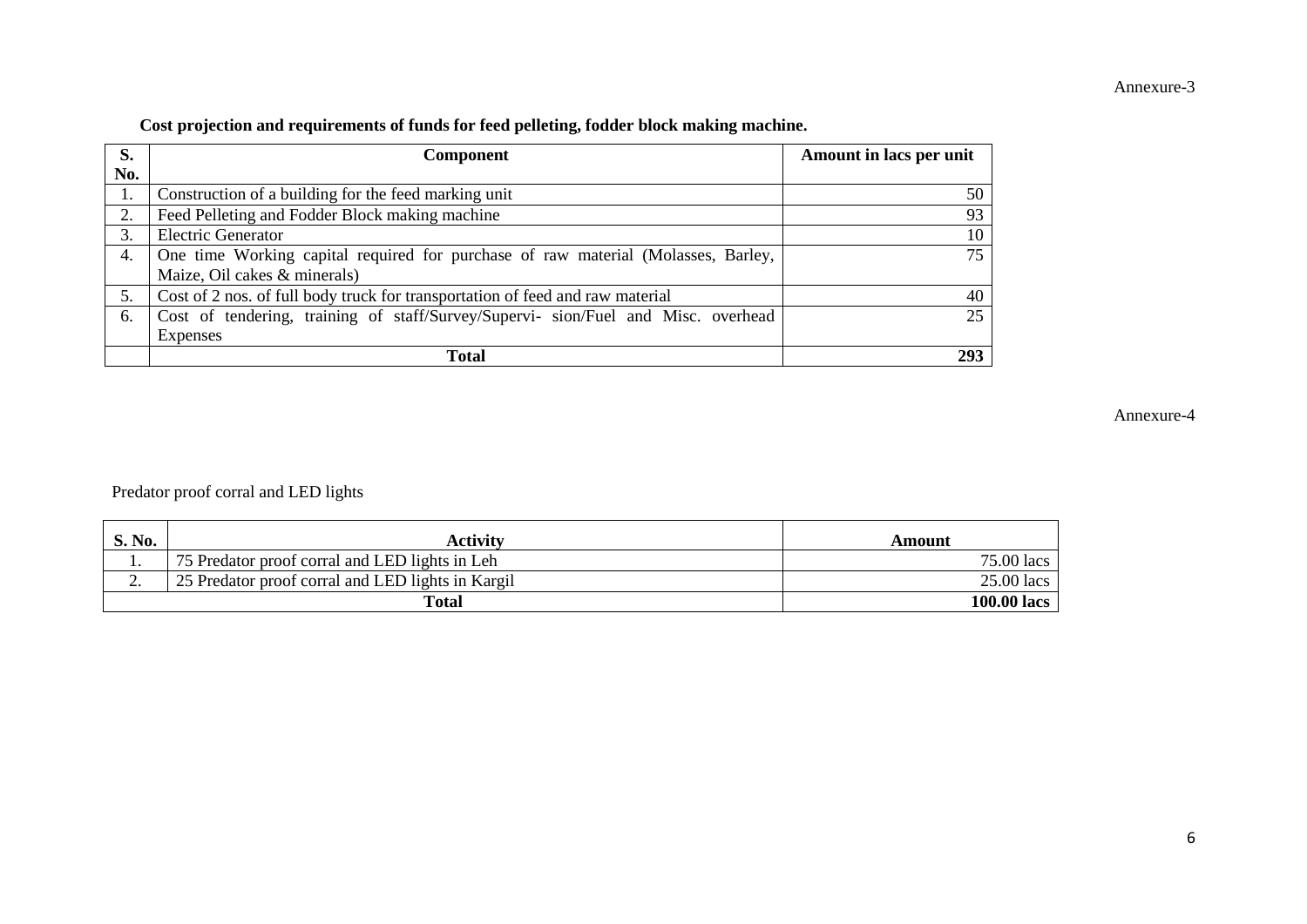Annexure-3

**Cost projection and requirements of funds for feed pelleting, fodder block making machine.**

| S. No. | Component | Amount in lacs per unit |
|---|---|---|
| 1. | Construction of a building for the feed marking unit | 50 |
| 2. | Feed Pelleting and Fodder Block making machine | 93 |
| 3. | Electric Generator | 10 |
| 4. | One time Working capital required for purchase of raw material (Molasses, Barley, Maize, Oil cakes & minerals) | 75 |
| 5. | Cost of 2 nos. of full body truck for transportation of feed and raw material | 40 |
| 6. | Cost of tendering, training of staff/Survey/Supervi- sion/Fuel and Misc. overhead Expenses | 25 |
| | **Total** | **293** |

Annexure-4

Predator proof corral and LED lights

| S. No. | Activity | Amount |
|---|---|---|
| 1. | 75 Predator proof corral and LED lights in Leh | 75.00 lacs |
| 2. | 25 Predator proof corral and LED lights in Kargil | 25.00 lacs |
| | **Total** | **100.00 lacs** |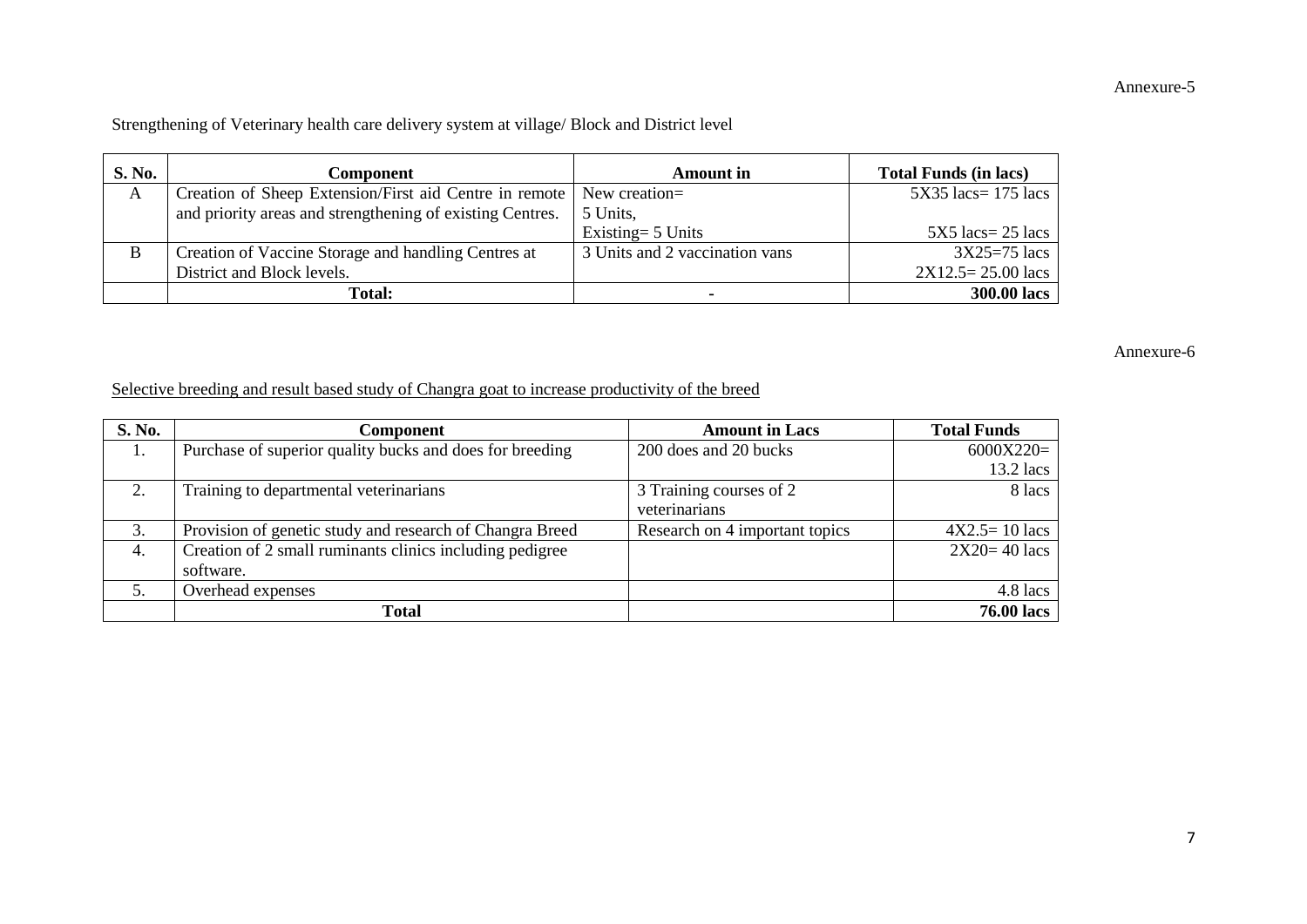Annexure-5

Strengthening of Veterinary health care delivery system at village/ Block and District level

| S. No. | Component | Amount in | Total Funds (in lacs) |
|---|---|---|---|
| A | Creation of Sheep Extension/First aid Centre in remote and priority areas and strengthening of existing Centres. | New creation= 5 Units, Existing= 5 Units | 5X35 lacs= 175 lacs<br>5X5 lacs= 25 lacs |
| B | Creation of Vaccine Storage and handling Centres at District and Block levels. | 3 Units and 2 vaccination vans | 3X25=75 lacs<br>2X12.5= 25.00 lacs |
| | **Total:** | - | **300.00 lacs** |

Annexure-6

<u>Selective breeding and result based study of Changra goat to increase productivity of the breed</u>

| S. No. | Component | Amount in Lacs | Total Funds |
|---|---|---|---|
| 1. | Purchase of superior quality bucks and does for breeding | 200 does and 20 bucks | 6000X220= 13.2 lacs |
| 2. | Training to departmental veterinarians | 3 Training courses of 2 veterinarians | 8 lacs |
| 3. | Provision of genetic study and research of Changra Breed | Research on 4 important topics | 4X2.5= 10 lacs |
| 4. | Creation of 2 small ruminants clinics including pedigree software. | | 2X20= 40 lacs |
| 5. | Overhead expenses | | 4.8 lacs |
| | **Total** | | **76.00 lacs** |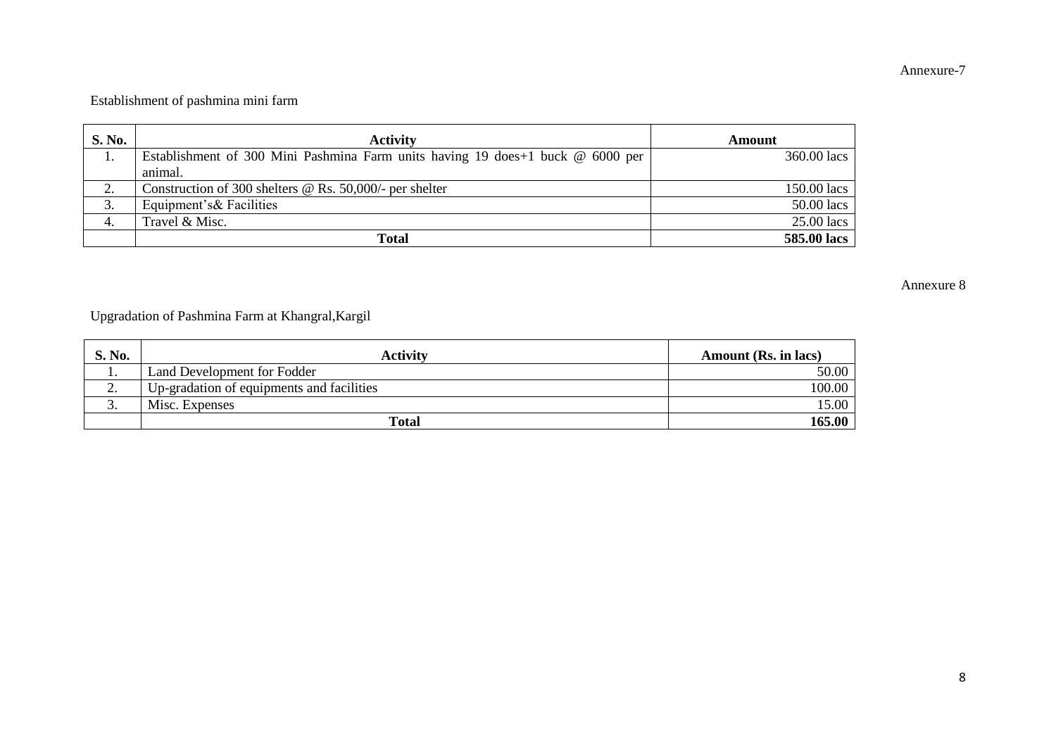Annexure-7

Establishment of pashmina mini farm

| S. No. | Activity | Amount |
|---|---|---|
| 1. | Establishment of 300 Mini Pashmina Farm units having 19 does+1 buck @ 6000 per animal. | 360.00 lacs |
| 2. | Construction of 300 shelters @ Rs. 50,000/- per shelter | 150.00 lacs |
| 3. | Equipment's& Facilities | 50.00 lacs |
| 4. | Travel & Misc. | 25.00 lacs |
| | **Total** | **585.00 lacs** |

Annexure 8

Upgradation of Pashmina Farm at Khangral,Kargil

| S. No. | Activity | Amount (Rs. in lacs) |
|---|---|---|
| 1. | Land Development for Fodder | 50.00 |
| 2. | Up-gradation of equipments and facilities | 100.00 |
| 3. | Misc. Expenses | 15.00 |
| | **Total** | **165.00** |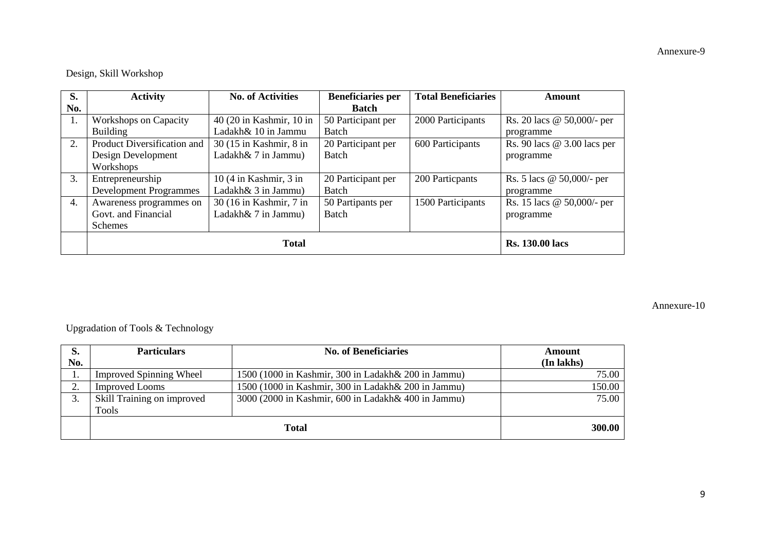Annexure-9

Design, Skill Workshop

| S. No. | Activity | No. of Activities | Beneficiaries per Batch | Total Beneficiaries | Amount |
|---|---|---|---|---|---|
| 1. | Workshops on Capacity Building | 40 (20 in Kashmir, 10 in Ladakh& 10 in Jammu | 50 Participant per Batch | 2000 Participants | Rs. 20 lacs @ 50,000/- per programme |
| 2. | Product Diversification and Design Development Workshops | 30 (15 in Kashmir, 8 in Ladakh& 7 in Jammu) | 20 Participant per Batch | 600 Participants | Rs. 90 lacs @ 3.00 lacs per programme |
| 3. | Entrepreneurship Development Programmes | 10 (4 in Kashmir, 3 in Ladakh& 3 in Jammu) | 20 Participant per Batch | 200 Particpants | Rs. 5 lacs @ 50,000/- per programme |
| 4. | Awareness programmes on Govt. and Financial Schemes | 30 (16 in Kashmir, 7 in Ladakh& 7 in Jammu) | 50 Partipants per Batch | 1500 Participants | Rs. 15 lacs @ 50,000/- per programme |
| | **Total** | | | | **Rs. 130.00 lacs** |

Annexure-10

Upgradation of Tools & Technology

| S. No. | Particulars | No. of Beneficiaries | Amount (In lakhs) |
|---|---|---|---|
| 1. | Improved Spinning Wheel | 1500 (1000 in Kashmir, 300 in Ladakh& 200 in Jammu) | 75.00 |
| 2. | Improved Looms | 1500 (1000 in Kashmir, 300 in Ladakh& 200 in Jammu) | 150.00 |
| 3. | Skill Training on improved Tools | 3000 (2000 in Kashmir, 600 in Ladakh& 400 in Jammu) | 75.00 |
| | **Total** | | **300.00** |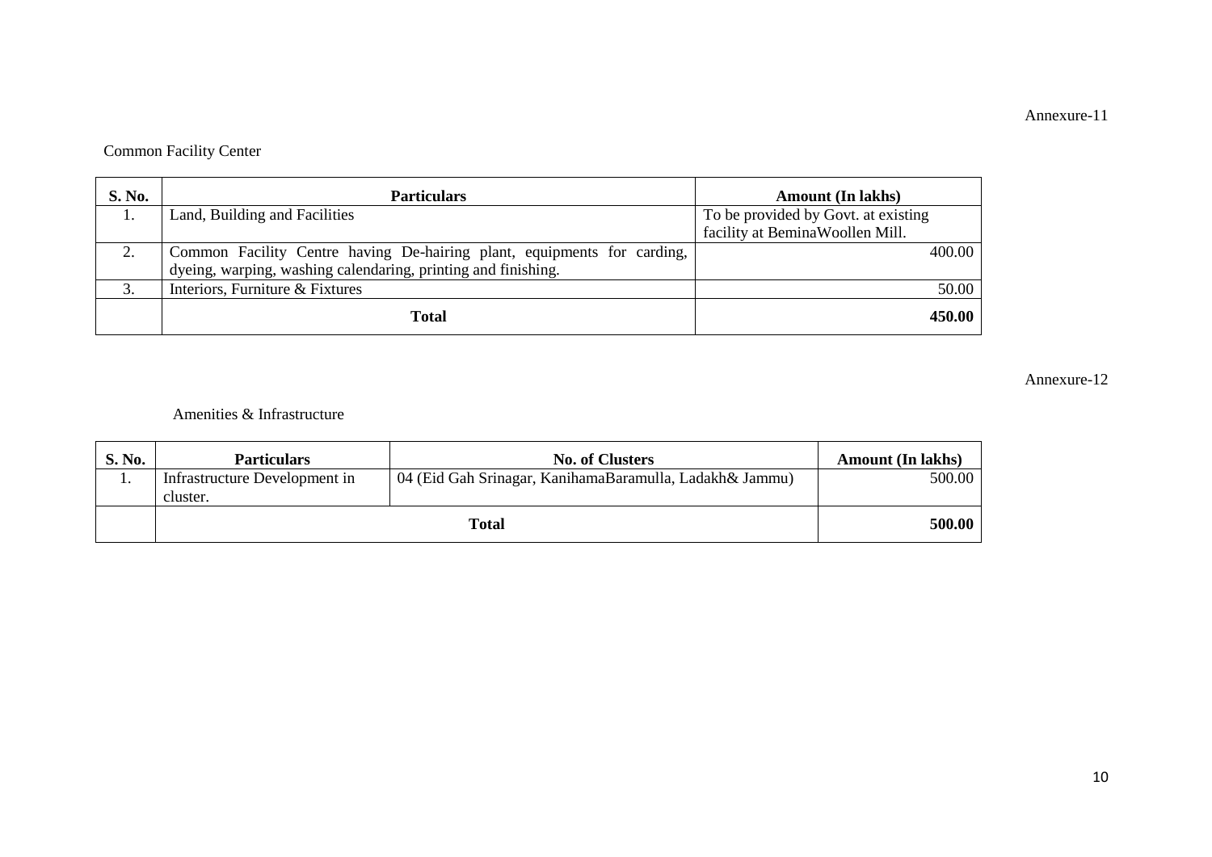Annexure-11

Common Facility Center

| S. No. | Particulars | Amount (In lakhs) |
|---|---|---|
| 1. | Land, Building and Facilities | To be provided by Govt. at existing facility at BeminaWoollen Mill. |
| 2. | Common Facility Centre having De-hairing plant, equipments for carding, dyeing, warping, washing calendaring, printing and finishing. | 400.00 |
| 3. | Interiors, Furniture & Fixtures | 50.00 |
| | **Total** | **450.00** |

Annexure-12

Amenities & Infrastructure

| S. No. | Particulars | No. of Clusters | Amount (In lakhs) |
|---|---|---|---|
| 1. | Infrastructure Development in cluster. | 04 (Eid Gah Srinagar, KanihamaBaramulla, Ladakh& Jammu) | 500.00 |
| | **Total** | | **500.00** |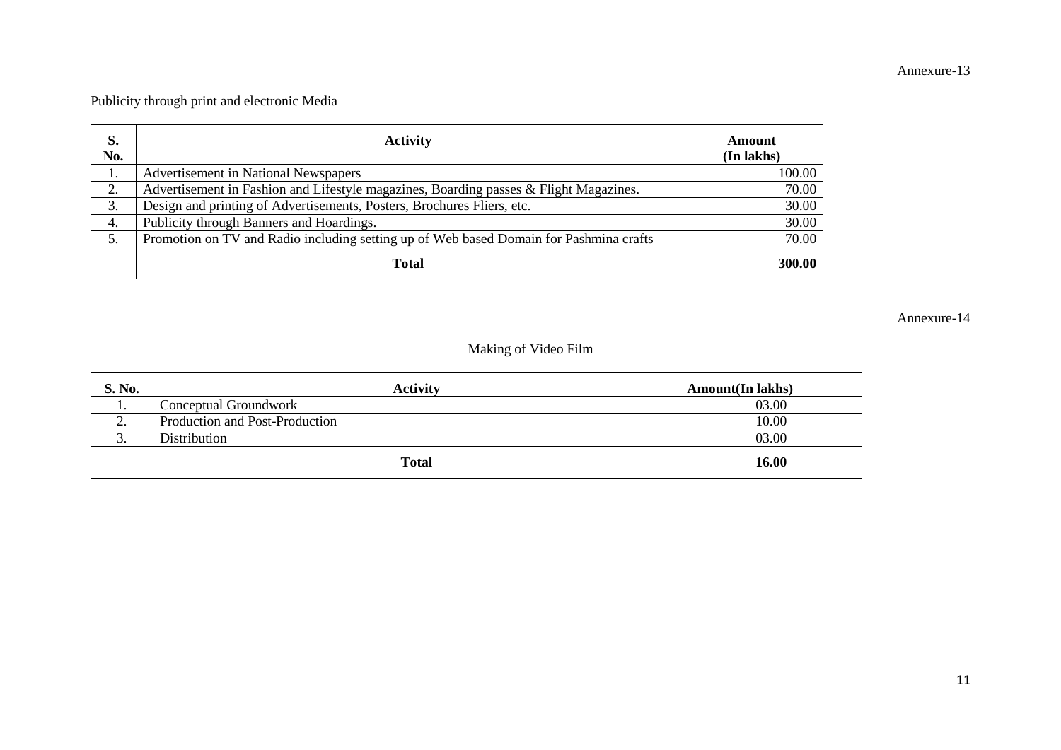Annexure-13

Publicity through print and electronic Media

| S. No. | Activity | Amount (In lakhs) |
|---|---|---|
| 1. | Advertisement in National Newspapers | 100.00 |
| 2. | Advertisement in Fashion and Lifestyle magazines, Boarding passes & Flight Magazines. | 70.00 |
| 3. | Design and printing of Advertisements, Posters, Brochures Fliers, etc. | 30.00 |
| 4. | Publicity through Banners and Hoardings. | 30.00 |
| 5. | Promotion on TV and Radio including setting up of Web based Domain for Pashmina crafts | 70.00 |
| | **Total** | **300.00** |

Annexure-14

Making of Video Film

| S. No. | Activity | Amount(In lakhs) |
|---|---|---|
| 1. | Conceptual Groundwork | 03.00 |
| 2. | Production and Post-Production | 10.00 |
| 3. | Distribution | 03.00 |
| | **Total** | **16.00** |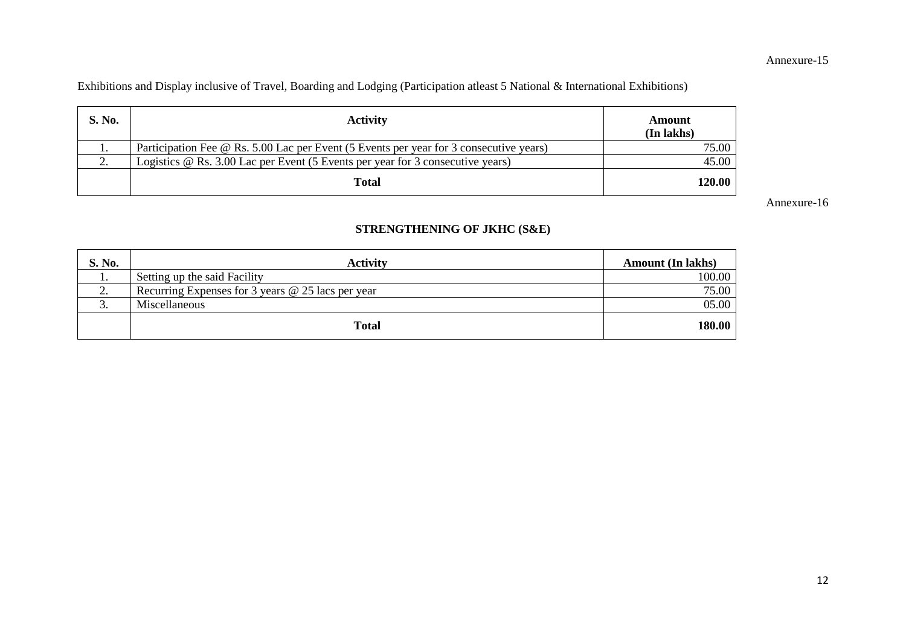Annexure-15

Exhibitions and Display inclusive of Travel, Boarding and Lodging (Participation atleast 5 National & International Exhibitions)

| S. No. | Activity | Amount (In lakhs) |
|---|---|---|
| 1. | Participation Fee @ Rs. 5.00 Lac per Event (5 Events per year for 3 consecutive years) | 75.00 |
| 2. | Logistics @ Rs. 3.00 Lac per Event (5 Events per year for 3 consecutive years) | 45.00 |
| | **Total** | **120.00** |

Annexure-16

### STRENGTHENING OF JKHC (S&E)

| S. No. | Activity | Amount (In lakhs) |
|---|---|---|
| 1. | Setting up the said Facility | 100.00 |
| 2. | Recurring Expenses for 3 years @ 25 lacs per year | 75.00 |
| 3. | Miscellaneous | 05.00 |
| | **Total** | **180.00** |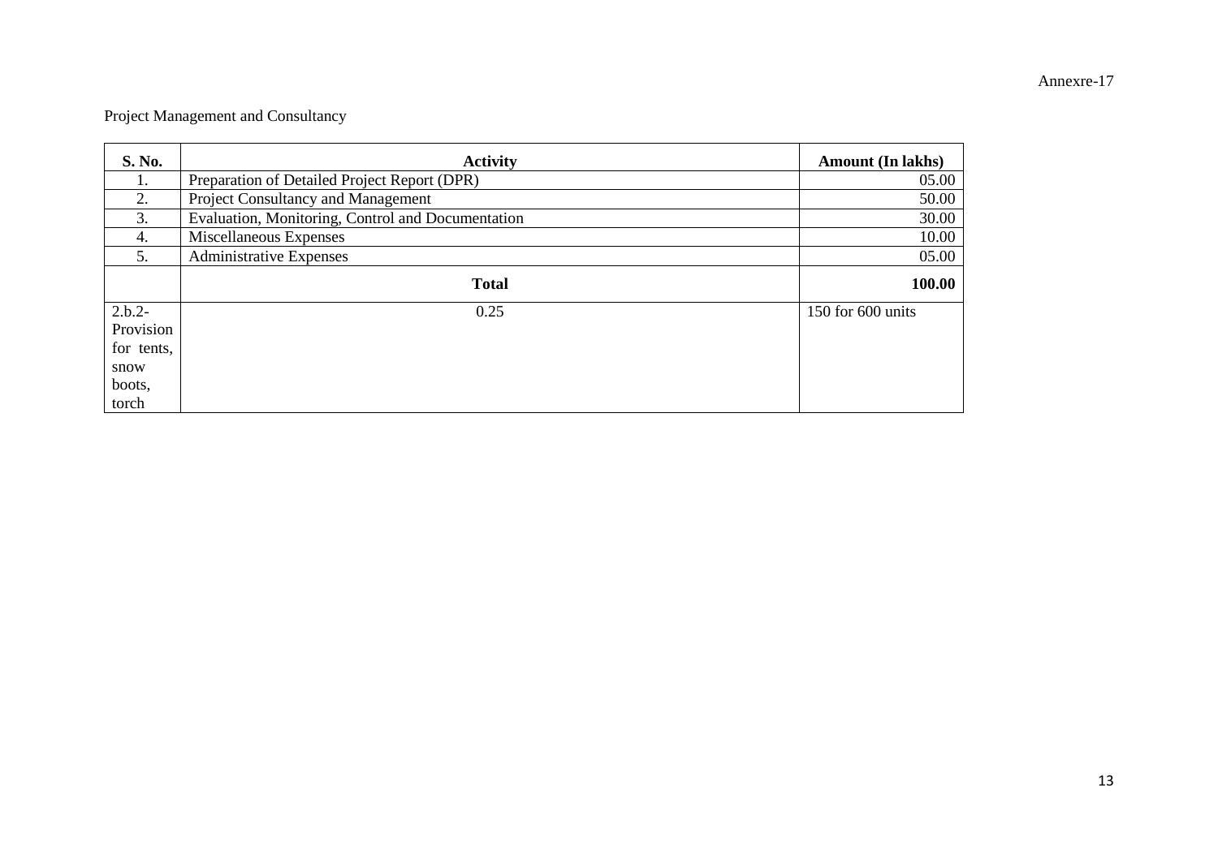Annexre-17

Project Management and Consultancy

| S. No. | Activity | Amount (In lakhs) |
| --- | --- | --- |
| 1. | Preparation of Detailed Project Report (DPR) | 05.00 |
| 2. | Project Consultancy and Management | 50.00 |
| 3. | Evaluation, Monitoring, Control and Documentation | 30.00 |
| 4. | Miscellaneous Expenses | 10.00 |
| 5. | Administrative Expenses | 05.00 |
| | **Total** | **100.00** |
| 2.b.2- Provision for tents, snow boots, torch | 0.25 | 150 for 600 units |